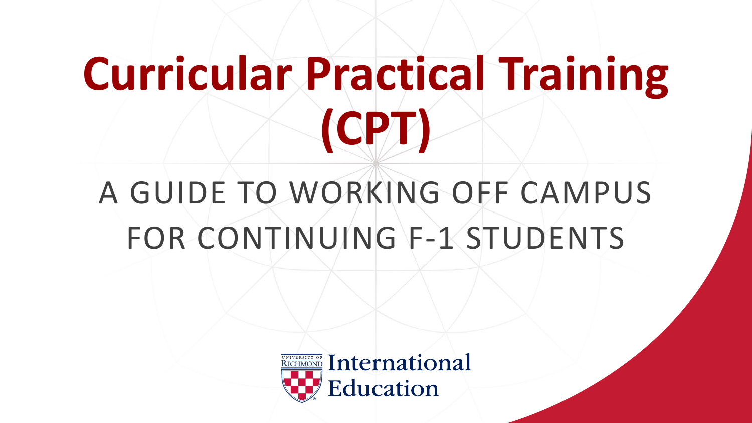# Curricular Practical Training (CPT)

## A GUIDE TO WORKING OFF CAMPUS FOR CONTINUING F-1 STUDENTS

University of Richmond International Education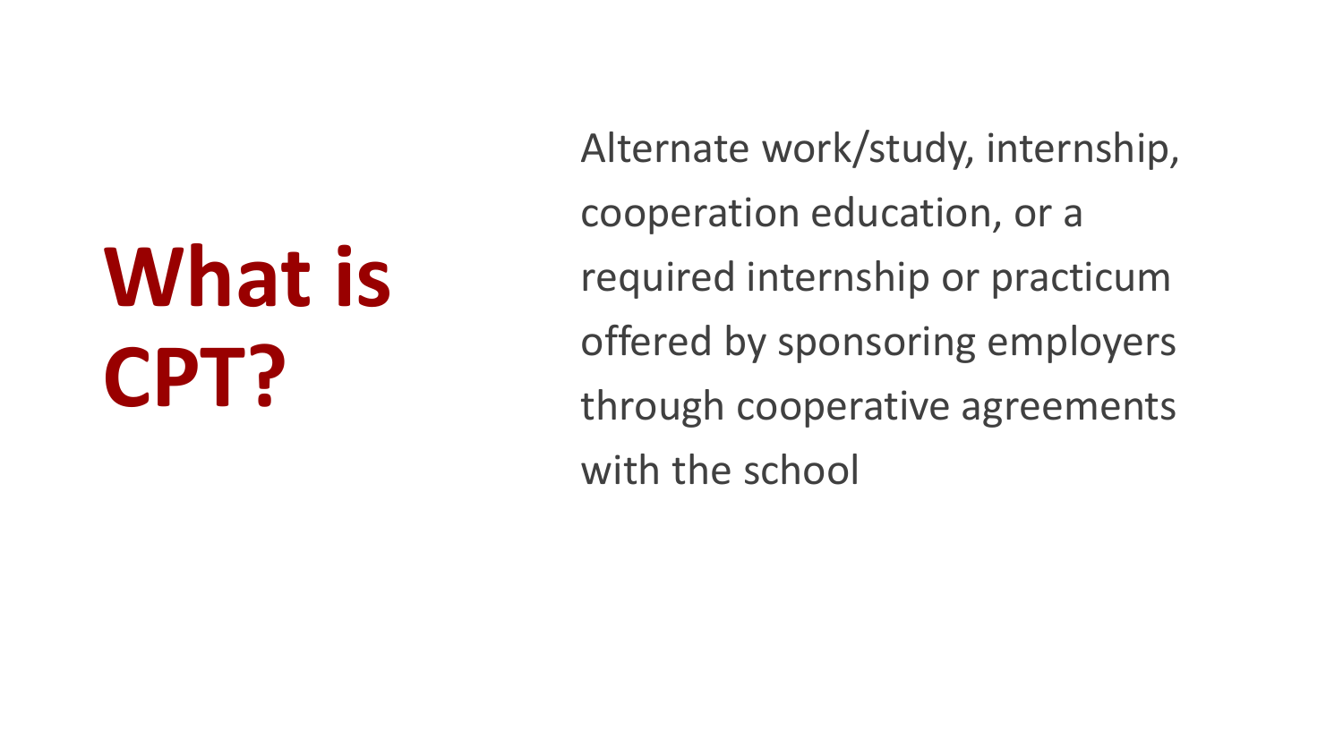# What is CPT?

Alternate work/study, internship, cooperation education, or a required internship or practicum offered by sponsoring employers through cooperative agreements with the school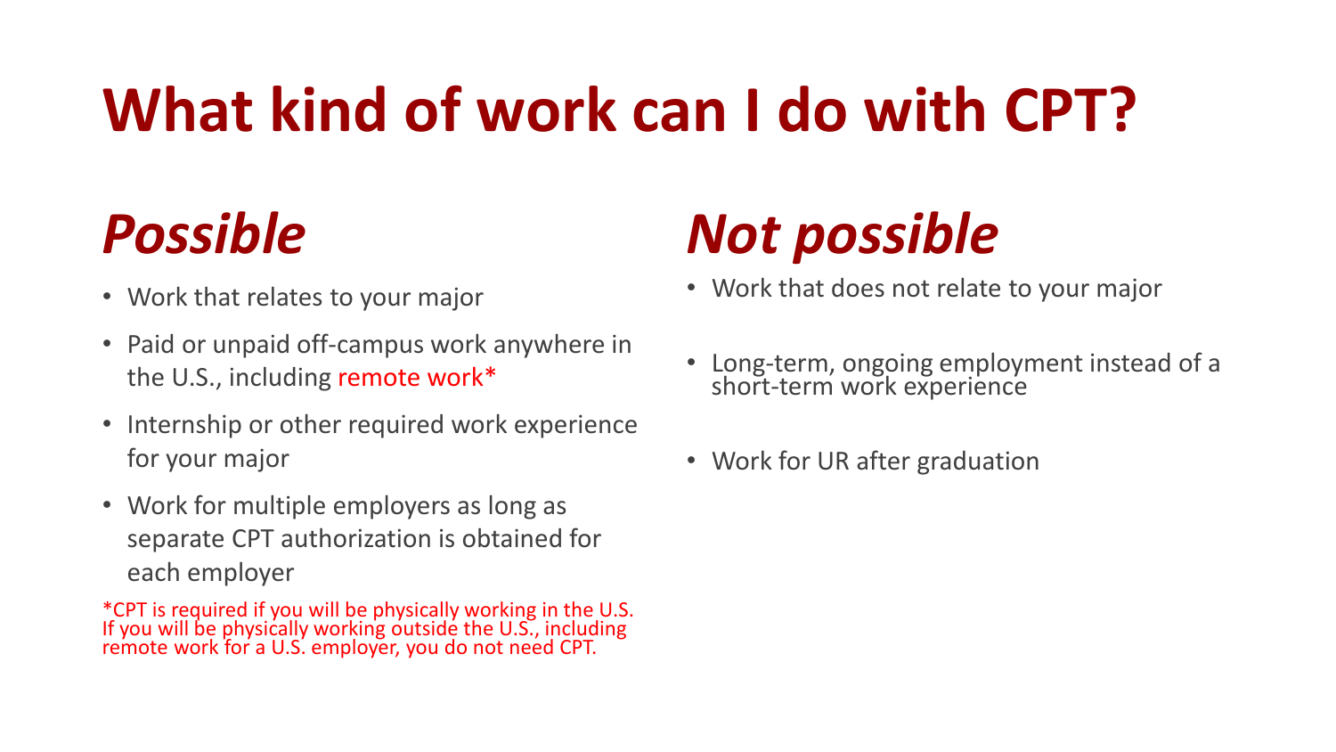# What kind of work can I do with CPT?

## *Possible*

- Work that relates to your major
- Paid or unpaid off-campus work anywhere in the U.S., including remote work*
- Internship or other required work experience for your major
- Work for multiple employers as long as separate CPT authorization is obtained for each employer

*CPT is required if you will be physically working in the U.S. If you will be physically working outside the U.S., including remote work for a U.S. employer, you do not need CPT.

## *Not possible*

- Work that does not relate to your major
- Long-term, ongoing employment instead of a short-term work experience
- Work for UR after graduation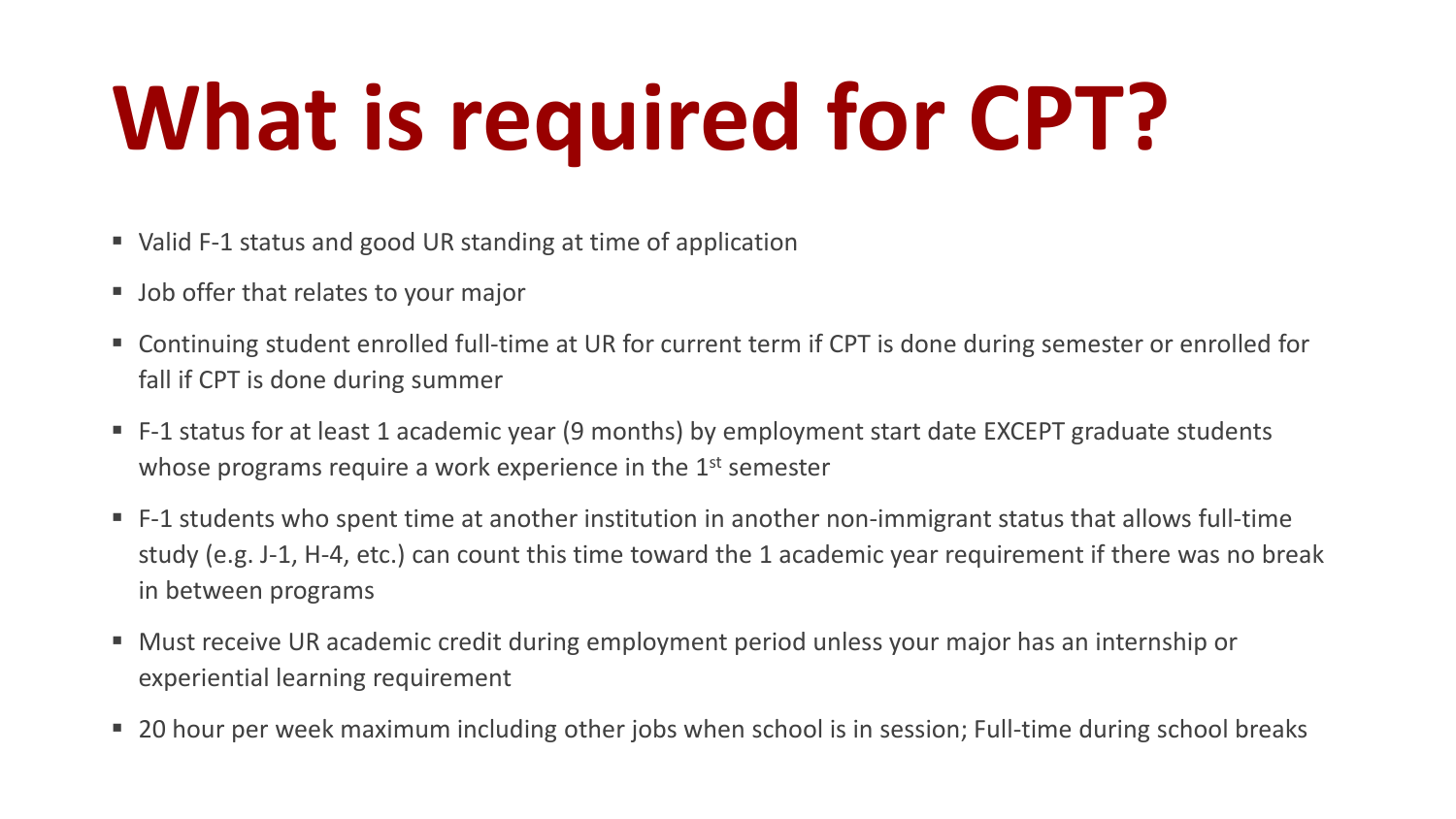# What is required for CPT?

- Valid F-1 status and good UR standing at time of application
- Job offer that relates to your major
- Continuing student enrolled full-time at UR for current term if CPT is done during semester or enrolled for fall if CPT is done during summer
- F-1 status for at least 1 academic year (9 months) by employment start date EXCEPT graduate students whose programs require a work experience in the 1st semester
- F-1 students who spent time at another institution in another non-immigrant status that allows full-time study (e.g. J-1, H-4, etc.) can count this time toward the 1 academic year requirement if there was no break in between programs
- Must receive UR academic credit during employment period unless your major has an internship or experiential learning requirement
- 20 hour per week maximum including other jobs when school is in session; Full-time during school breaks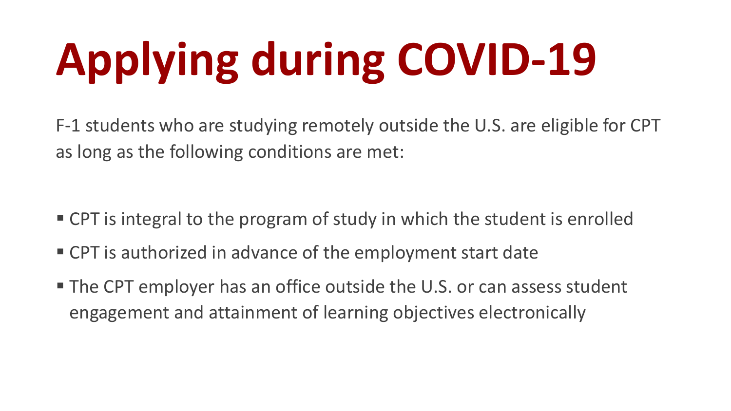# Applying during COVID-19

F-1 students who are studying remotely outside the U.S. are eligible for CPT as long as the following conditions are met:

- CPT is integral to the program of study in which the student is enrolled
- CPT is authorized in advance of the employment start date
- The CPT employer has an office outside the U.S. or can assess student engagement and attainment of learning objectives electronically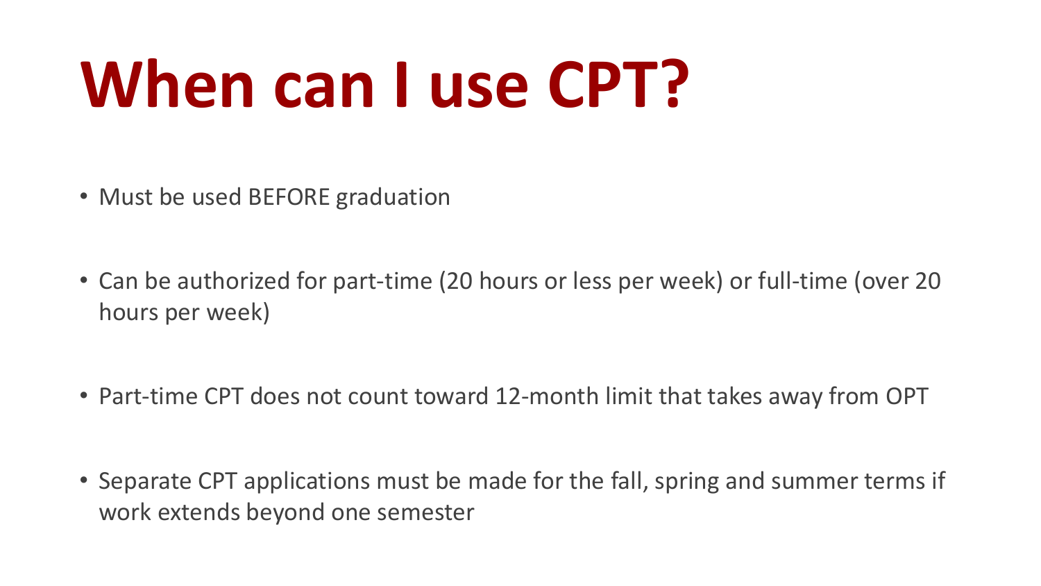# When can I use CPT?

- Must be used BEFORE graduation
- Can be authorized for part-time (20 hours or less per week) or full-time (over 20 hours per week)
- Part-time CPT does not count toward 12-month limit that takes away from OPT
- Separate CPT applications must be made for the fall, spring and summer terms if work extends beyond one semester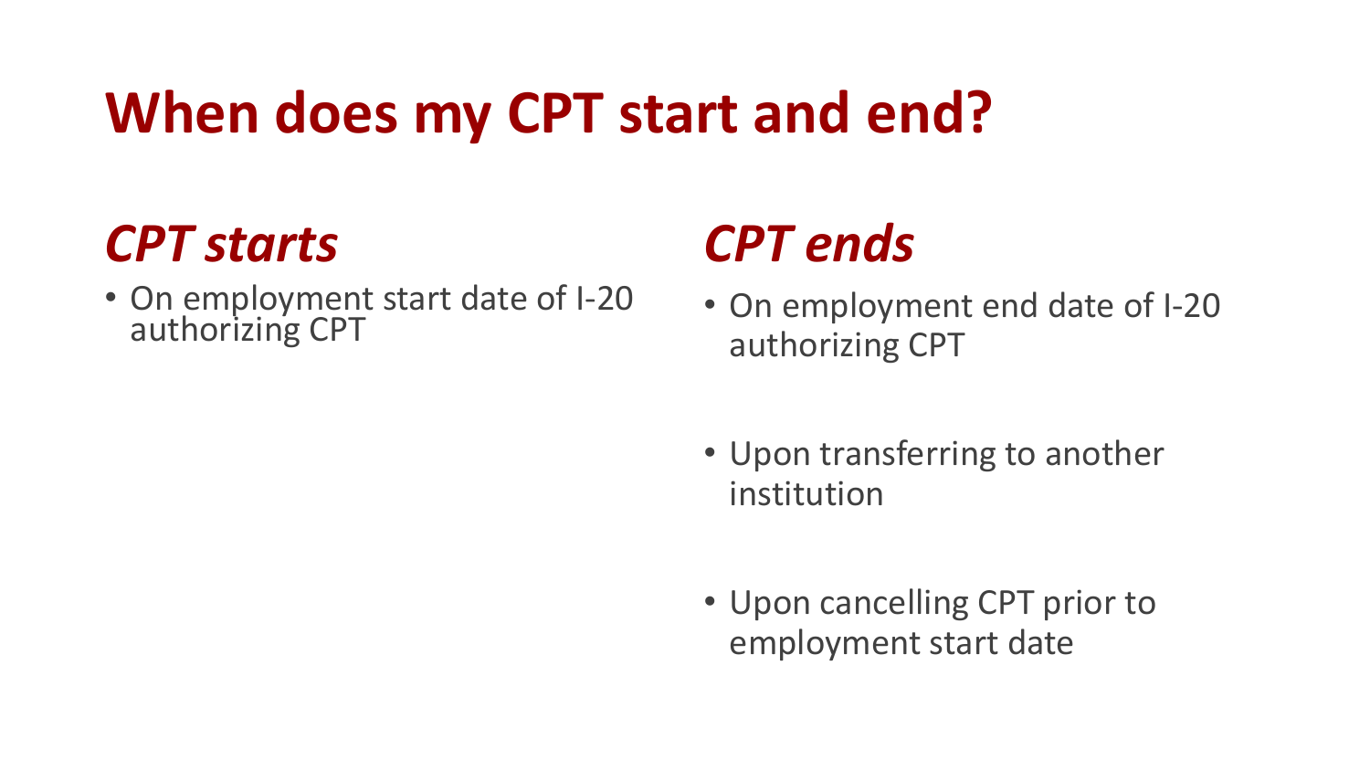# When does my CPT start and end?

## *CPT starts*

- On employment start date of I-20 authorizing CPT

## *CPT ends*

- On employment end date of I-20 authorizing CPT
- Upon transferring to another institution
- Upon cancelling CPT prior to employment start date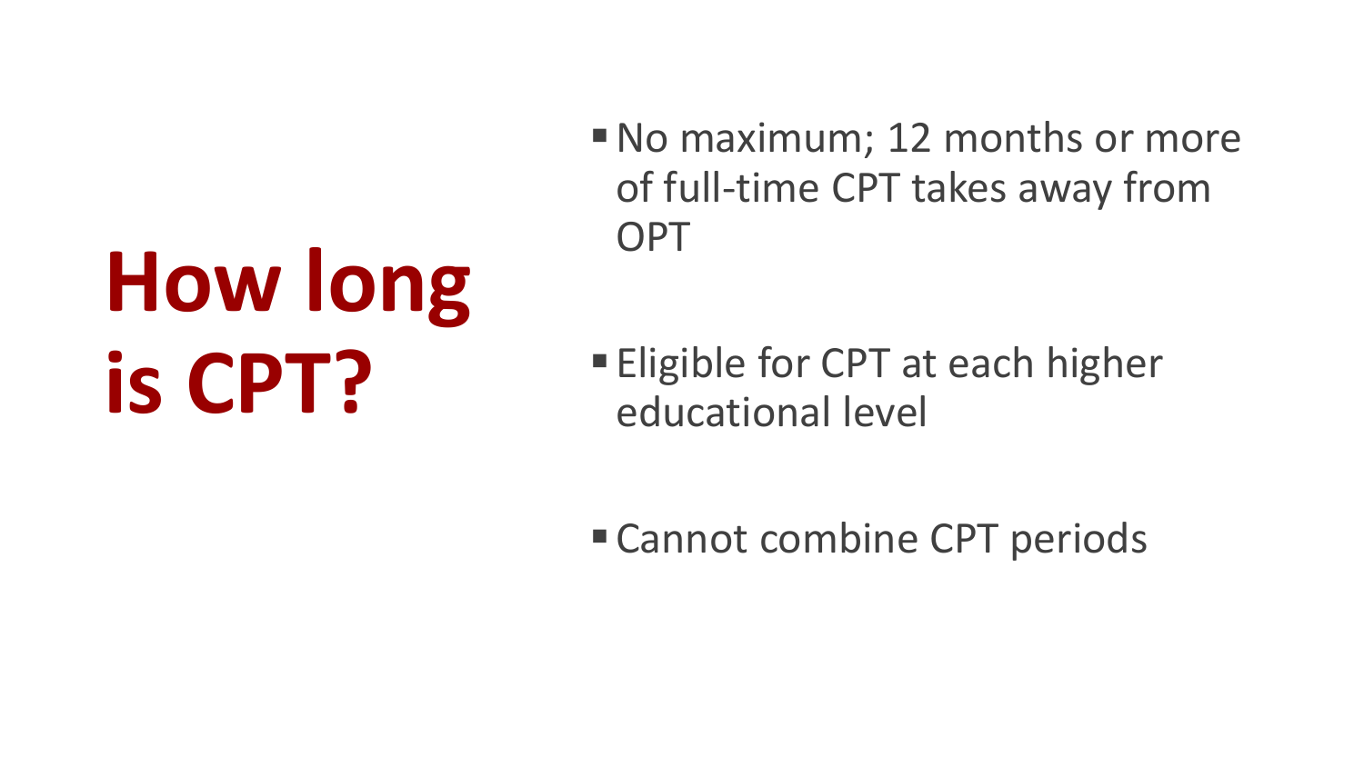# How long is CPT?

- No maximum; 12 months or more of full-time CPT takes away from OPT
- Eligible for CPT at each higher educational level
- Cannot combine CPT periods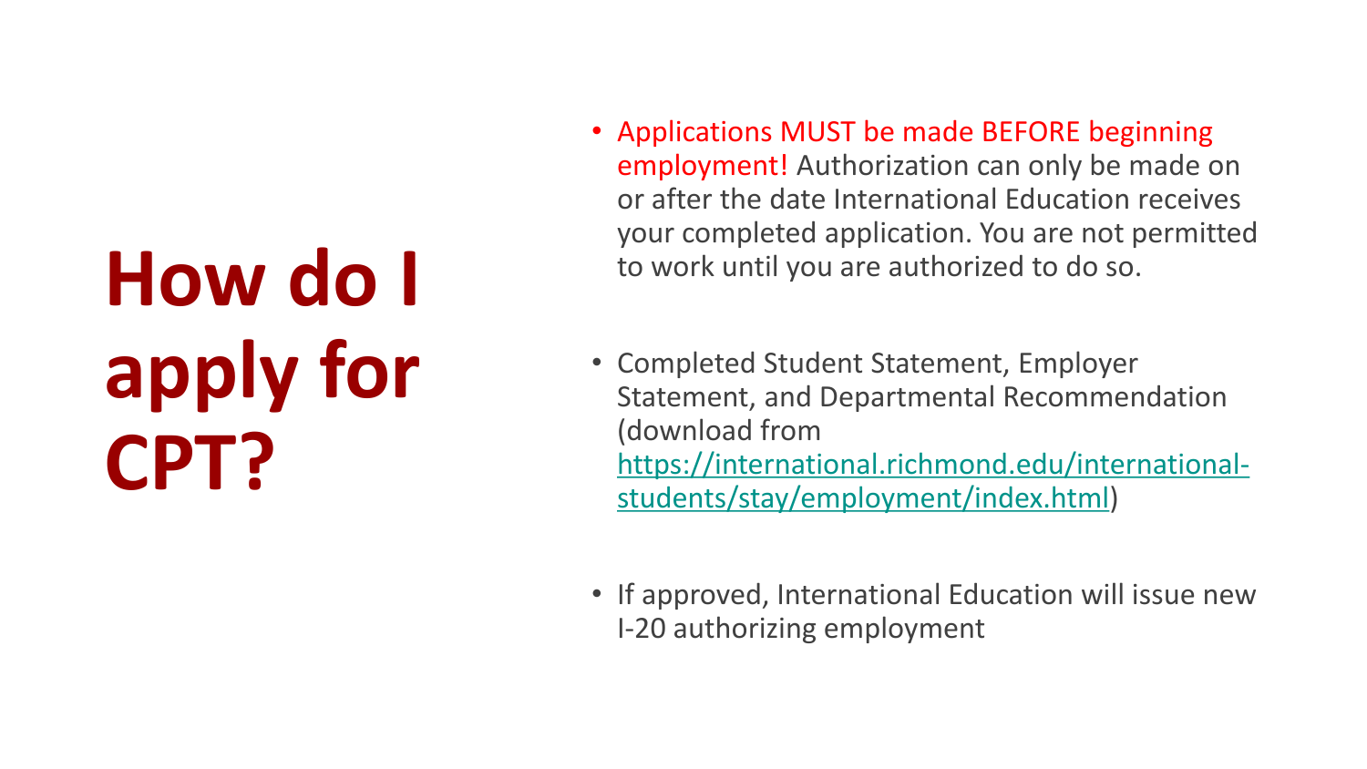# How do I apply for CPT?

- Applications MUST be made BEFORE beginning employment! Authorization can only be made on or after the date International Education receives your completed application. You are not permitted to work until you are authorized to do so.

- Completed Student Statement, Employer Statement, and Departmental Recommendation (download from [https://international.richmond.edu/international-students/stay/employment/index.html](https://international.richmond.edu/international-students/stay/employment/index.html))

- If approved, International Education will issue new I-20 authorizing employment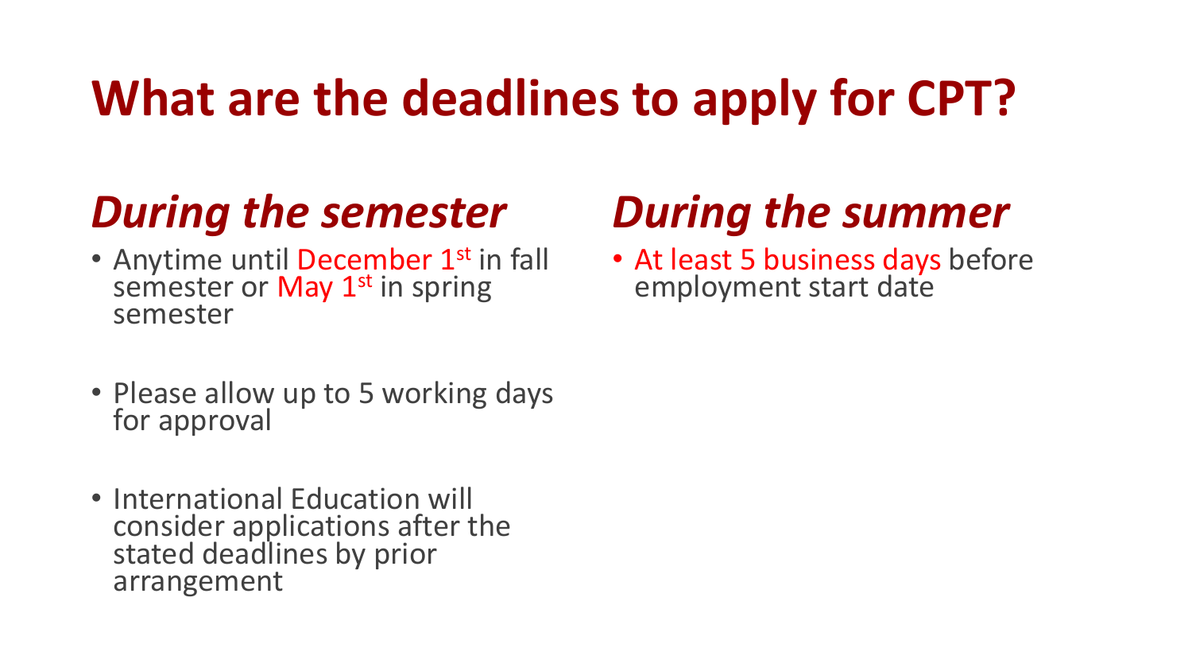# What are the deadlines to apply for CPT?

## *During the semester*

- Anytime until December 1st in fall semester or May 1st in spring semester
- Please allow up to 5 working days for approval
- International Education will consider applications after the stated deadlines by prior arrangement

## *During the summer*

- At least 5 business days before employment start date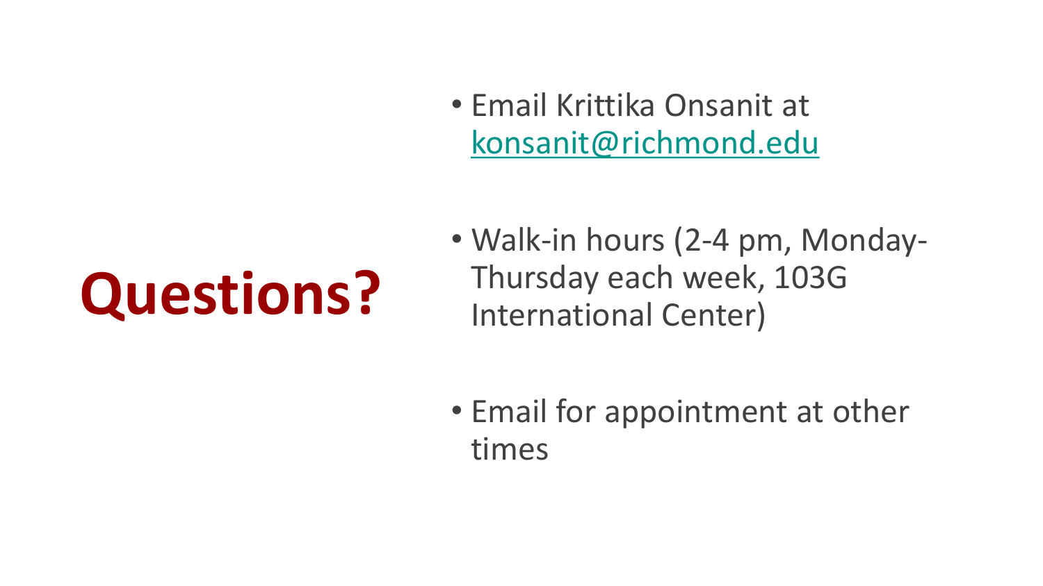# Questions?

- Email Krittika Onsanit at konsanit@richmond.edu
- Walk-in hours (2-4 pm, Monday-Thursday each week, 103G International Center)
- Email for appointment at other times